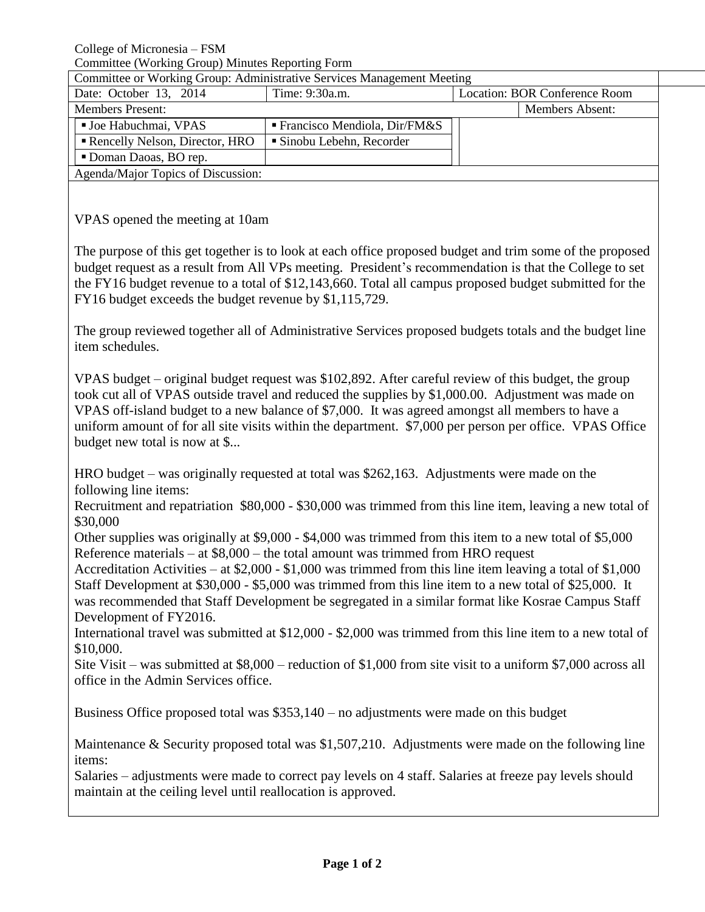College of Micronesia – FSM
Committee (Working Group) Minutes Reporting Form

| Committee or Working Group: Administrative Services Management Meeting | | |
|---|---|---|
| Date: October 13, 2014 | Time: 9:30a.m. | Location: BOR Conference Room |
| Members Present: | | Members Absent: |
| ▪ Joe Habuchmai, VPAS | ▪ Francisco Mendiola, Dir/FM&S | |
| ▪ Rencelly Nelson, Director, HRO | ▪ Sinobu Lebehn, Recorder | |
| ▪ Doman Daoas, BO rep. | | |

Agenda/Major Topics of Discussion:

VPAS opened the meeting at 10am

The purpose of this get together is to look at each office proposed budget and trim some of the proposed budget request as a result from All VPs meeting. President's recommendation is that the College to set the FY16 budget revenue to a total of $12,143,660. Total all campus proposed budget submitted for the FY16 budget exceeds the budget revenue by $1,115,729.

The group reviewed together all of Administrative Services proposed budgets totals and the budget line item schedules.

VPAS budget – original budget request was $102,892. After careful review of this budget, the group took cut all of VPAS outside travel and reduced the supplies by $1,000.00. Adjustment was made on VPAS off-island budget to a new balance of $7,000. It was agreed amongst all members to have a uniform amount of for all site visits within the department. $7,000 per person per office. VPAS Office budget new total is now at $...

HRO budget – was originally requested at total was $262,163. Adjustments were made on the following line items:
Recruitment and repatriation $80,000 - $30,000 was trimmed from this line item, leaving a new total of $30,000
Other supplies was originally at $9,000 - $4,000 was trimmed from this item to a new total of $5,000
Reference materials – at $8,000 – the total amount was trimmed from HRO request
Accreditation Activities – at $2,000 - $1,000 was trimmed from this line item leaving a total of $1,000
Staff Development at $30,000 - $5,000 was trimmed from this line item to a new total of $25,000. It was recommended that Staff Development be segregated in a similar format like Kosrae Campus Staff Development of FY2016.
International travel was submitted at $12,000 - $2,000 was trimmed from this line item to a new total of $10,000.
Site Visit – was submitted at $8,000 – reduction of $1,000 from site visit to a uniform $7,000 across all office in the Admin Services office.

Business Office proposed total was $353,140 – no adjustments were made on this budget

Maintenance & Security proposed total was $1,507,210. Adjustments were made on the following line items:
Salaries – adjustments were made to correct pay levels on 4 staff. Salaries at freeze pay levels should maintain at the ceiling level until reallocation is approved.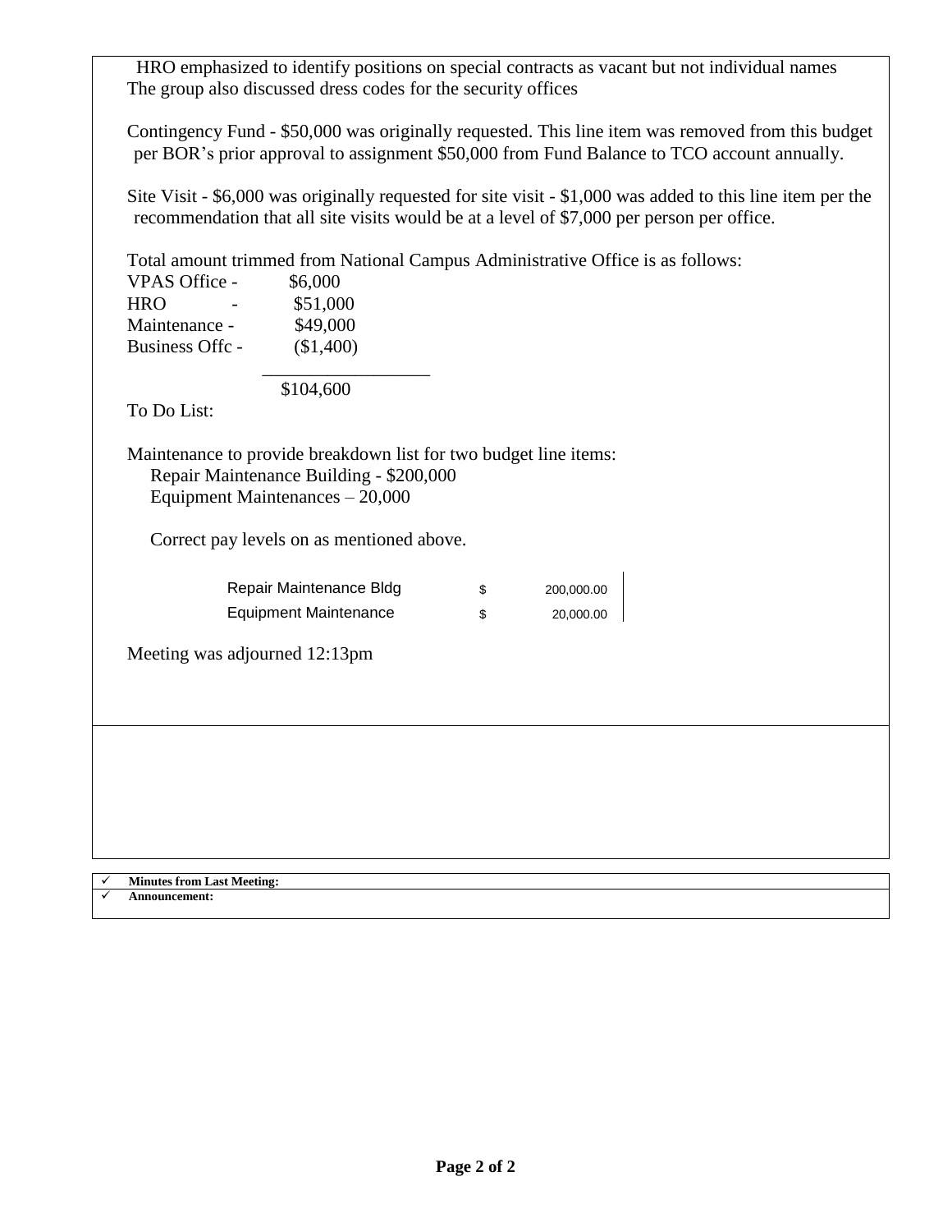HRO emphasized to identify positions on special contracts as vacant but not individual names
The group also discussed dress codes for the security offices

Contingency Fund - $50,000 was originally requested. This line item was removed from this budget per BOR's prior approval to assignment $50,000 from Fund Balance to TCO account annually.

Site Visit - $6,000 was originally requested for site visit - $1,000 was added to this line item per the recommendation that all site visits would be at a level of $7,000 per person per office.

Total amount trimmed from National Campus Administrative Office is as follows:

| | |
|---|---|
| VPAS Office - | $6,000 |
| HRO - | $51,000 |
| Maintenance - | $49,000 |
| Business Offc - | ($1,400) |
| | $104,600 |

To Do List:

Maintenance to provide breakdown list for two budget line items:
- Repair Maintenance Building - $200,000
- Equipment Maintenances – 20,000

Correct pay levels on as mentioned above.

| | | |
|---|---|---|
| Repair Maintenance Bldg | $ | 200,000.00 |
| Equipment Maintenance | $ | 20,000.00 |

Meeting was adjourned 12:13pm

- ✓ **Minutes from Last Meeting:**
- ✓ **Announcement:**